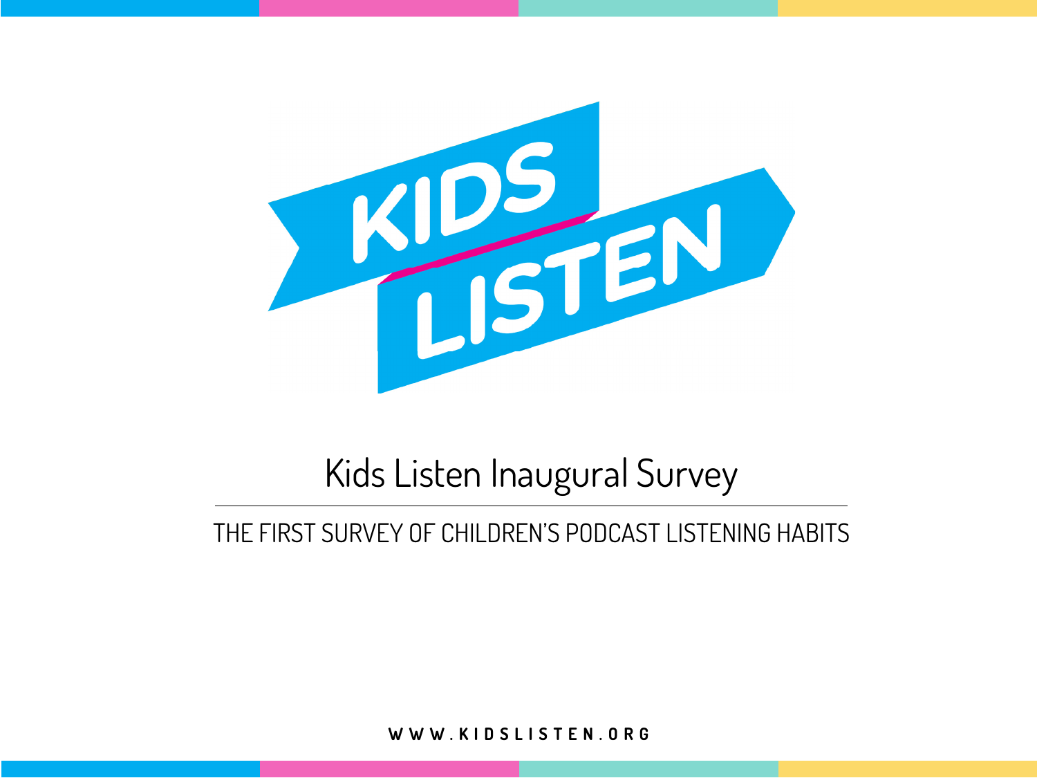KIDS LISTEN

# Kids Listen Inaugural Survey

THE FIRST SURVEY OF CHILDREN'S PODCAST LISTENING HABITS

WWW.KIDSLISTEN.ORG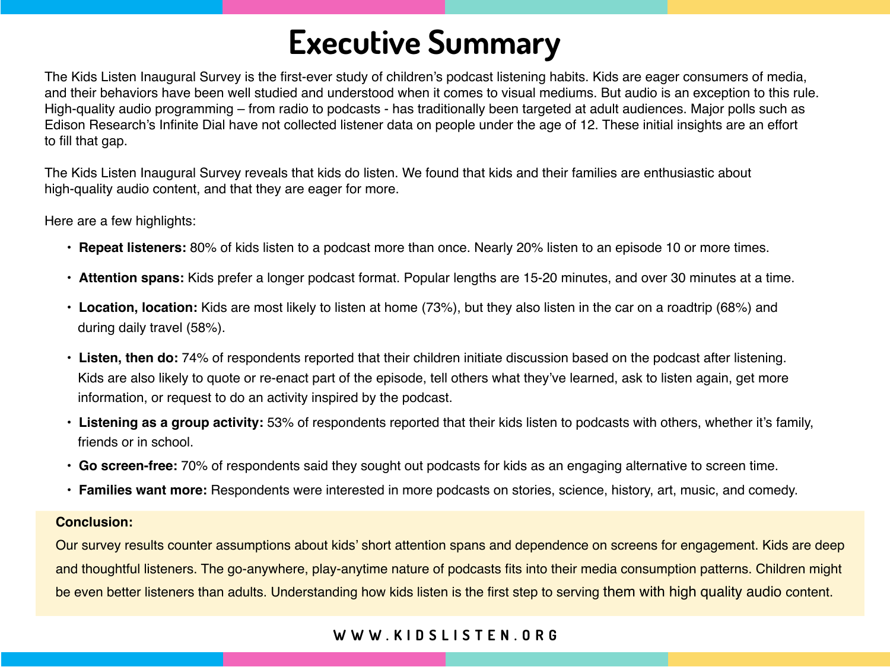# Executive Summary

The Kids Listen Inaugural Survey is the first-ever study of children's podcast listening habits. Kids are eager consumers of media, and their behaviors have been well studied and understood when it comes to visual mediums. But audio is an exception to this rule. High-quality audio programming – from radio to podcasts - has traditionally been targeted at adult audiences. Major polls such as Edison Research's Infinite Dial have not collected listener data on people under the age of 12. These initial insights are an effort to fill that gap.

The Kids Listen Inaugural Survey reveals that kids do listen. We found that kids and their families are enthusiastic about high-quality audio content, and that they are eager for more.

Here are a few highlights:

- **Repeat listeners:** 80% of kids listen to a podcast more than once. Nearly 20% listen to an episode 10 or more times.
- **Attention spans:** Kids prefer a longer podcast format. Popular lengths are 15-20 minutes, and over 30 minutes at a time.
- **Location, location:** Kids are most likely to listen at home (73%), but they also listen in the car on a roadtrip (68%) and during daily travel (58%).
- **Listen, then do:** 74% of respondents reported that their children initiate discussion based on the podcast after listening. Kids are also likely to quote or re-enact part of the episode, tell others what they've learned, ask to listen again, get more information, or request to do an activity inspired by the podcast.
- **Listening as a group activity:** 53% of respondents reported that their kids listen to podcasts with others, whether it's family, friends or in school.
- **Go screen-free:** 70% of respondents said they sought out podcasts for kids as an engaging alternative to screen time.
- **Families want more:** Respondents were interested in more podcasts on stories, science, history, art, music, and comedy.

**Conclusion:**

Our survey results counter assumptions about kids' short attention spans and dependence on screens for engagement. Kids are deep and thoughtful listeners. The go-anywhere, play-anytime nature of podcasts fits into their media consumption patterns. Children might be even better listeners than adults. Understanding how kids listen is the first step to serving them with high quality audio content.

WWW.KIDSLISTEN.ORG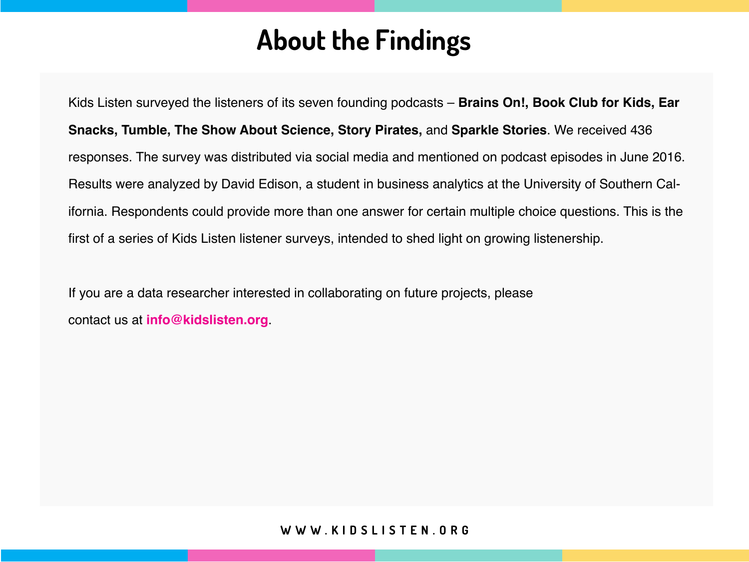# About the Findings

Kids Listen surveyed the listeners of its seven founding podcasts – **Brains On!, Book Club for Kids, Ear Snacks, Tumble, The Show About Science, Story Pirates,** and **Sparkle Stories**. We received 436 responses. The survey was distributed via social media and mentioned on podcast episodes in June 2016. Results were analyzed by David Edison, a student in business analytics at the University of Southern California. Respondents could provide more than one answer for certain multiple choice questions. This is the first of a series of Kids Listen listener surveys, intended to shed light on growing listenership.

If you are a data researcher interested in collaborating on future projects, please contact us at **info@kidslisten.org**.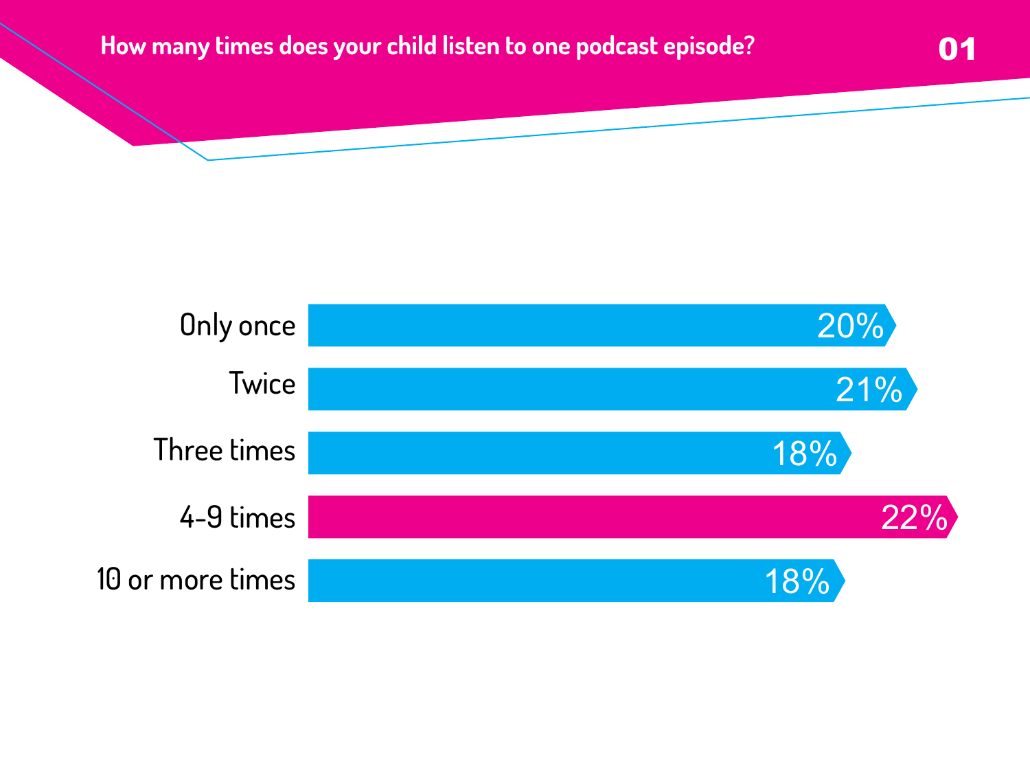## How many times does your child listen to one podcast episode?

01

| Response | Percentage |
| --- | --- |
| Only once | 20% |
| Twice | 21% |
| Three times | 18% |
| 4-9 times | 22% |
| 10 or more times | 18% |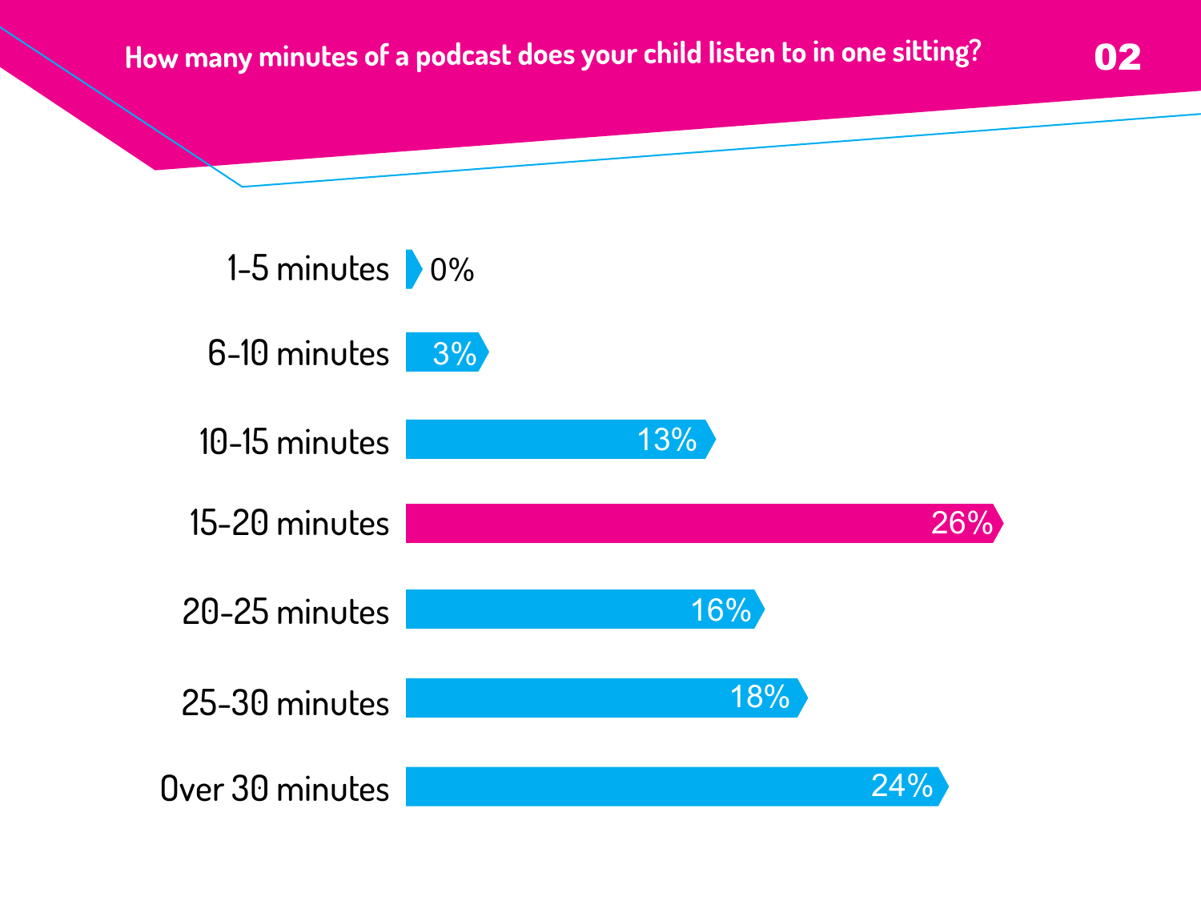## How many minutes of a podcast does your child listen to in one sitting?

| Duration | Percentage |
|---|---|
| 1-5 minutes | 0% |
| 6-10 minutes | 3% |
| 10-15 minutes | 13% |
| 15-20 minutes | 26% |
| 20-25 minutes | 16% |
| 25-30 minutes | 18% |
| Over 30 minutes | 24% |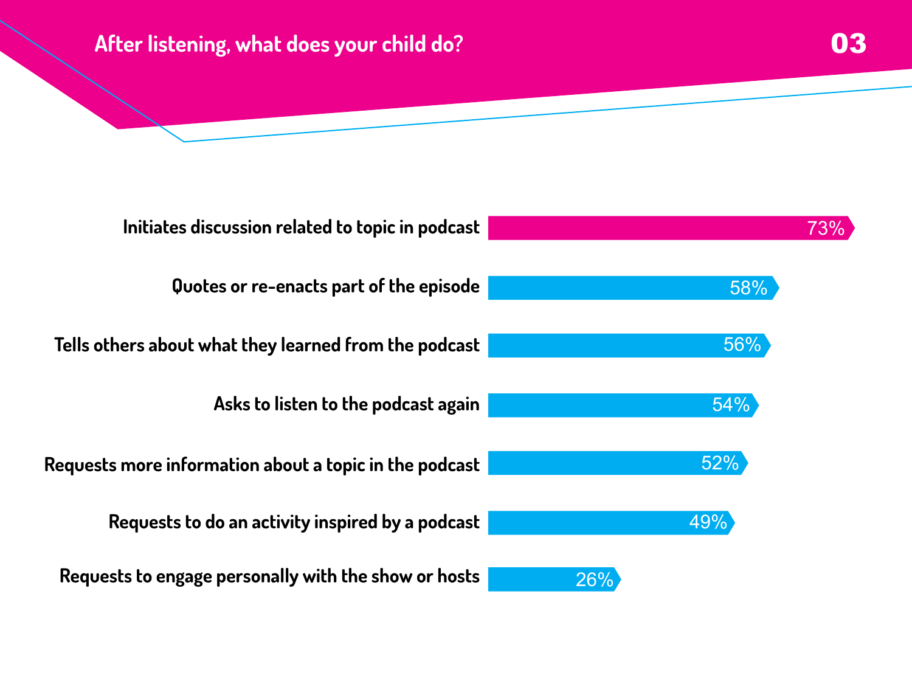## After listening, what does your child do?

| Response | Percentage |
| --- | --- |
| Initiates discussion related to topic in podcast | 73% |
| Quotes or re-enacts part of the episode | 58% |
| Tells others about what they learned from the podcast | 56% |
| Asks to listen to the podcast again | 54% |
| Requests more information about a topic in the podcast | 52% |
| Requests to do an activity inspired by a podcast | 49% |
| Requests to engage personally with the show or hosts | 26% |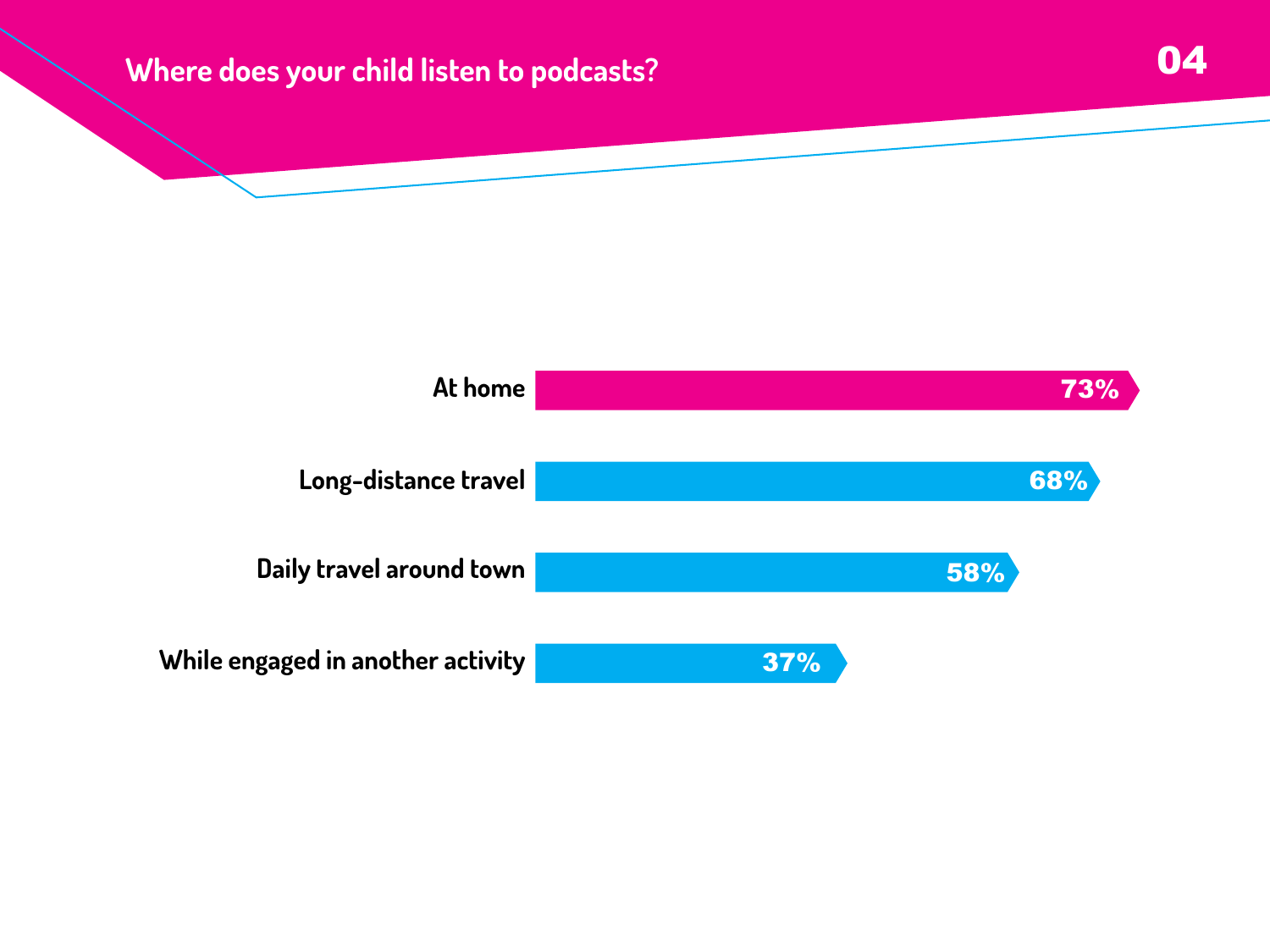## Where does your child listen to podcasts?

| Location | Percentage |
| --- | --- |
| At home | 73% |
| Long-distance travel | 68% |
| Daily travel around town | 58% |
| While engaged in another activity | 37% |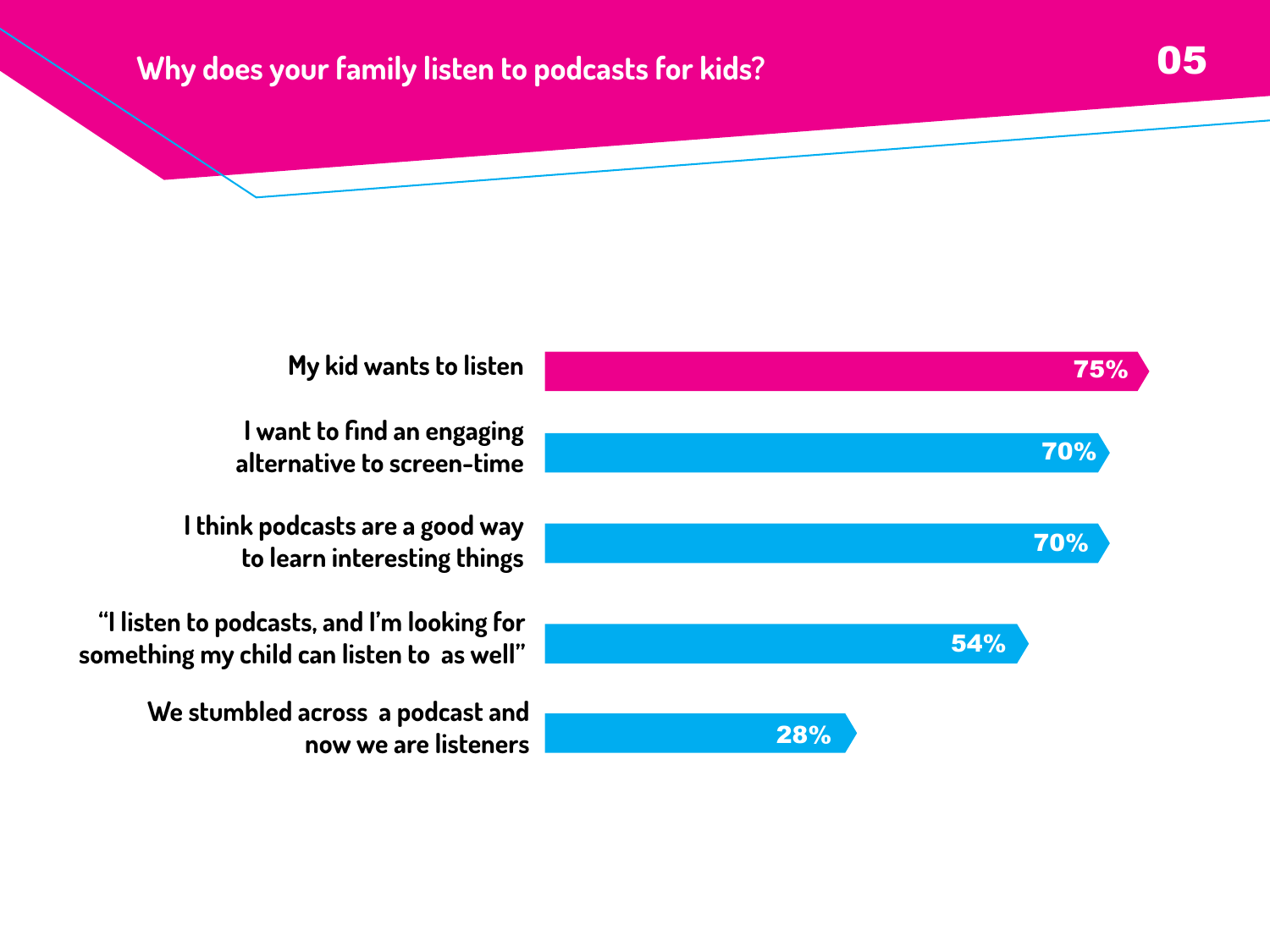## Why does your family listen to podcasts for kids?

| Reason | Percentage |
| --- | --- |
| My kid wants to listen | 75% |
| I want to find an engaging alternative to screen-time | 70% |
| I think podcasts are a good way to learn interesting things | 70% |
| "I listen to podcasts, and I'm looking for something my child can listen to as well" | 54% |
| We stumbled across a podcast and now we are listeners | 28% |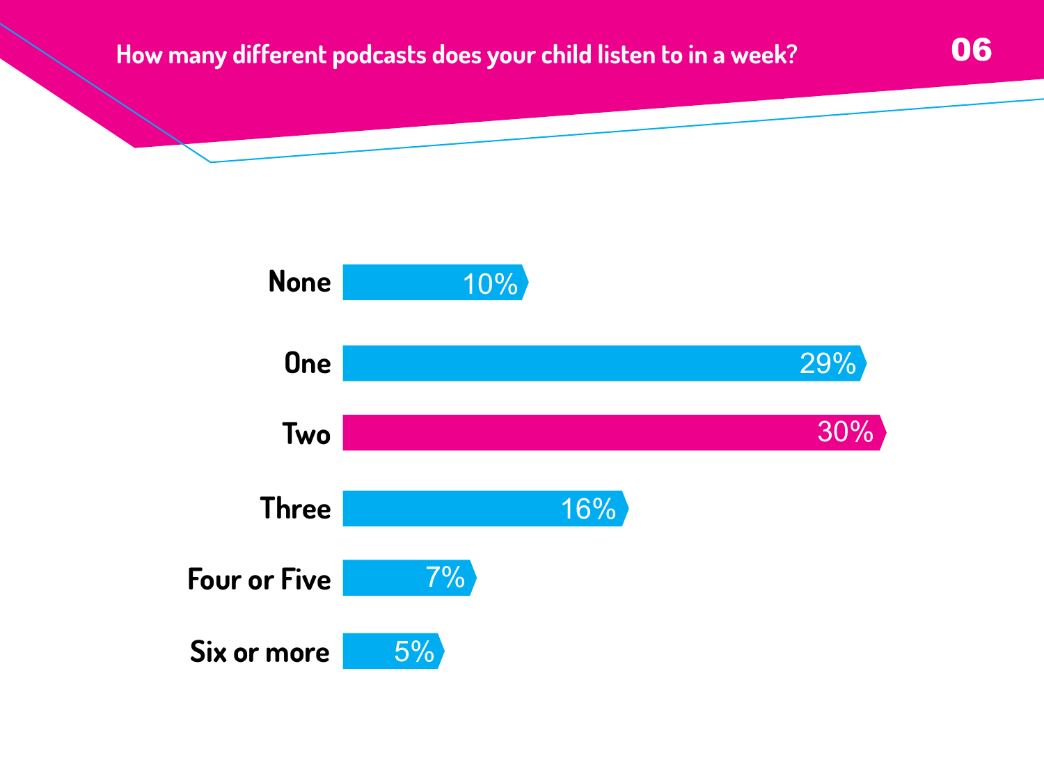## How many different podcasts does your child listen to in a week?

| Response | Percentage |
|---|---|
| None | 10% |
| One | 29% |
| Two | 30% |
| Three | 16% |
| Four or Five | 7% |
| Six or more | 5% |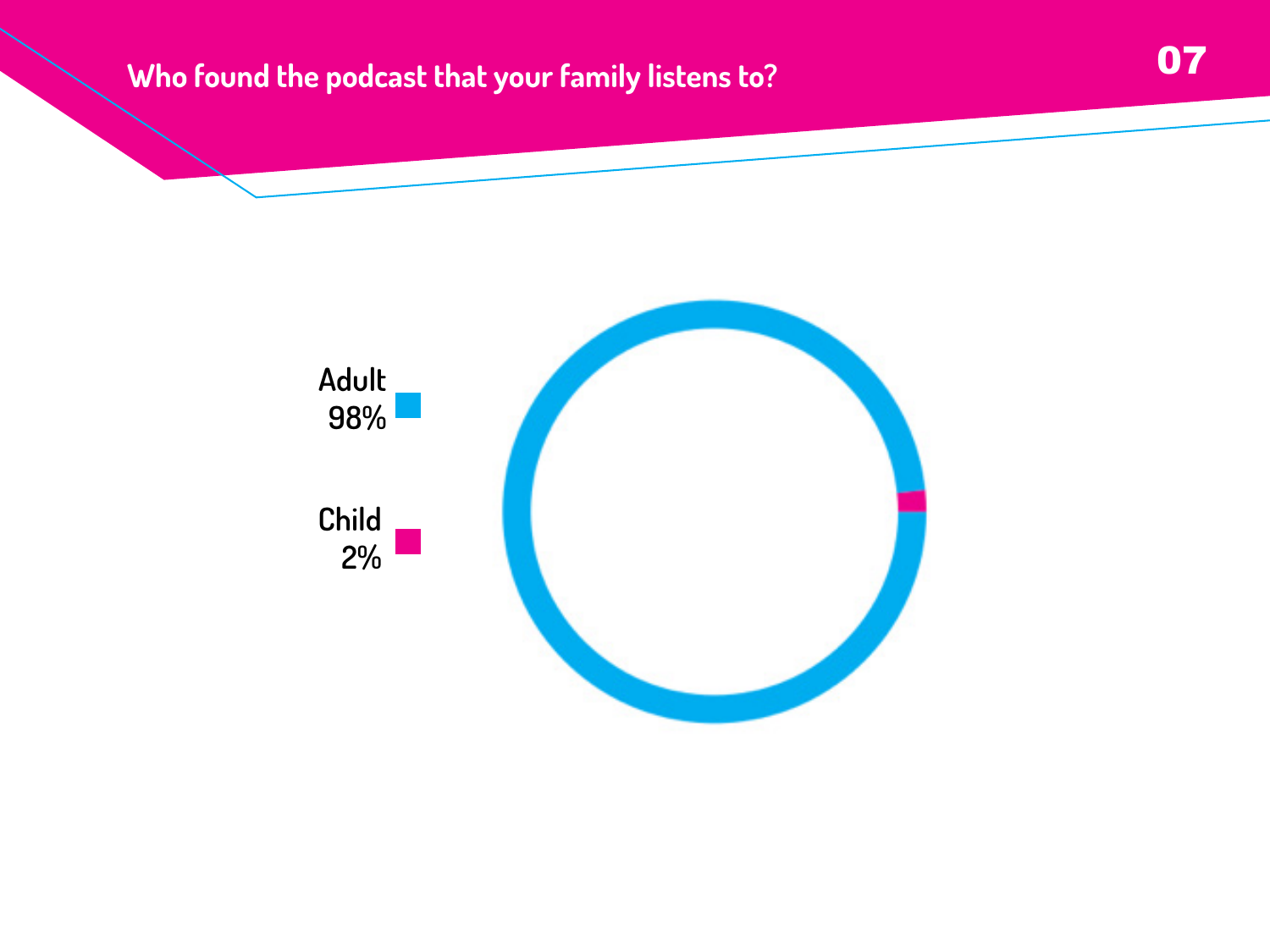## Who found the podcast that your family listens to?

Adult 98%

Child 2%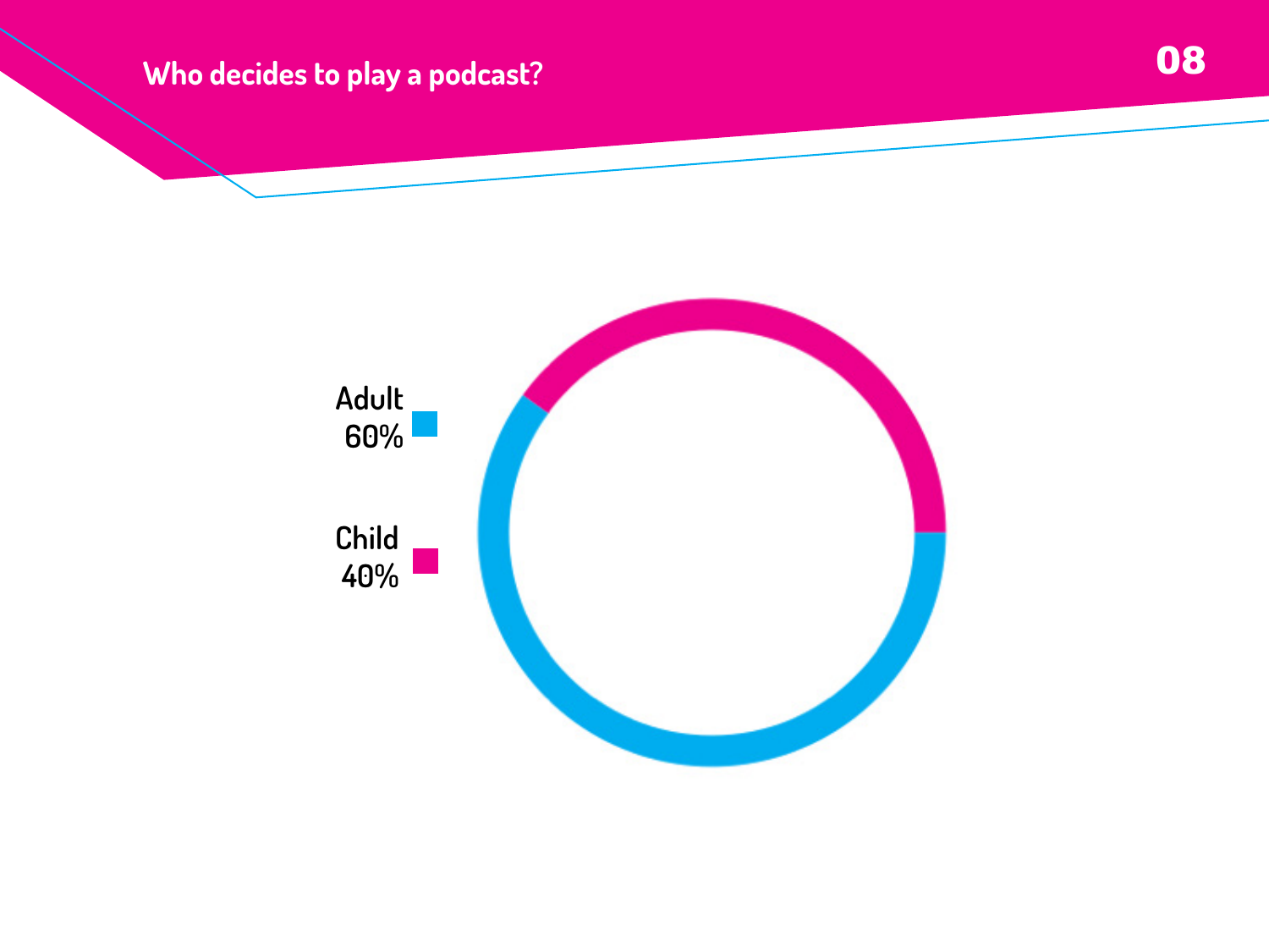## Who decides to play a podcast?

Adult 60%

Child 40%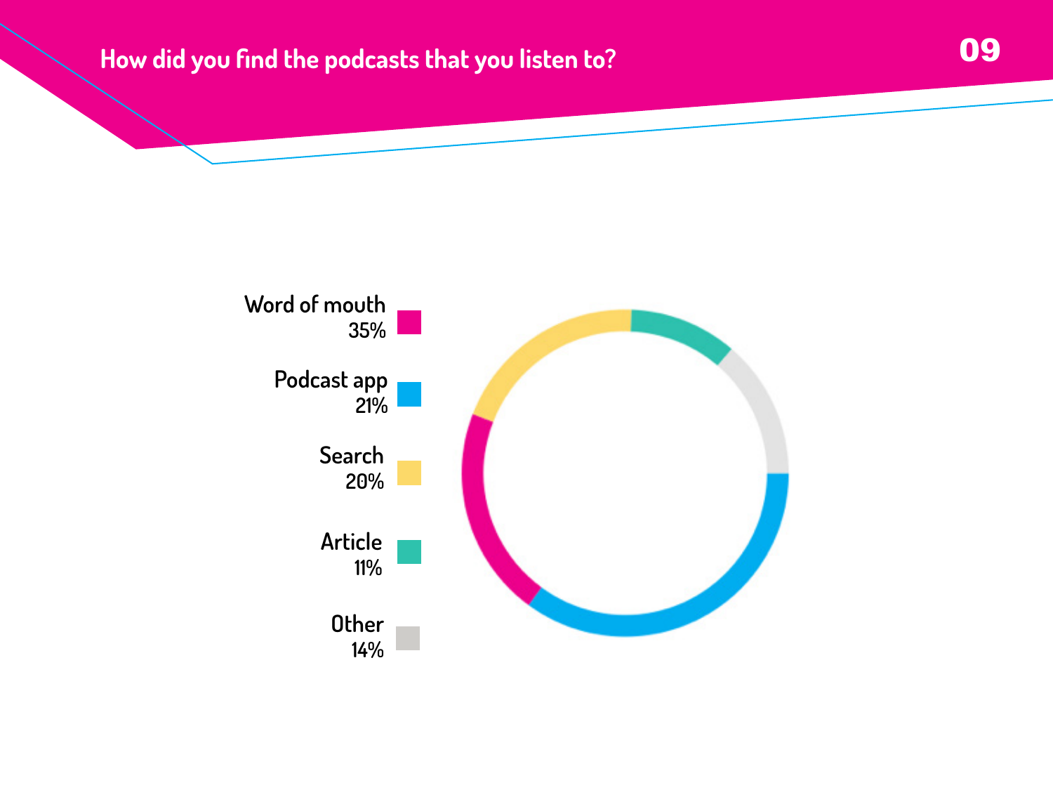## How did you find the podcasts that you listen to?

- Word of mouth 35%
- Podcast app 21%
- Search 20%
- Article 11%
- Other 14%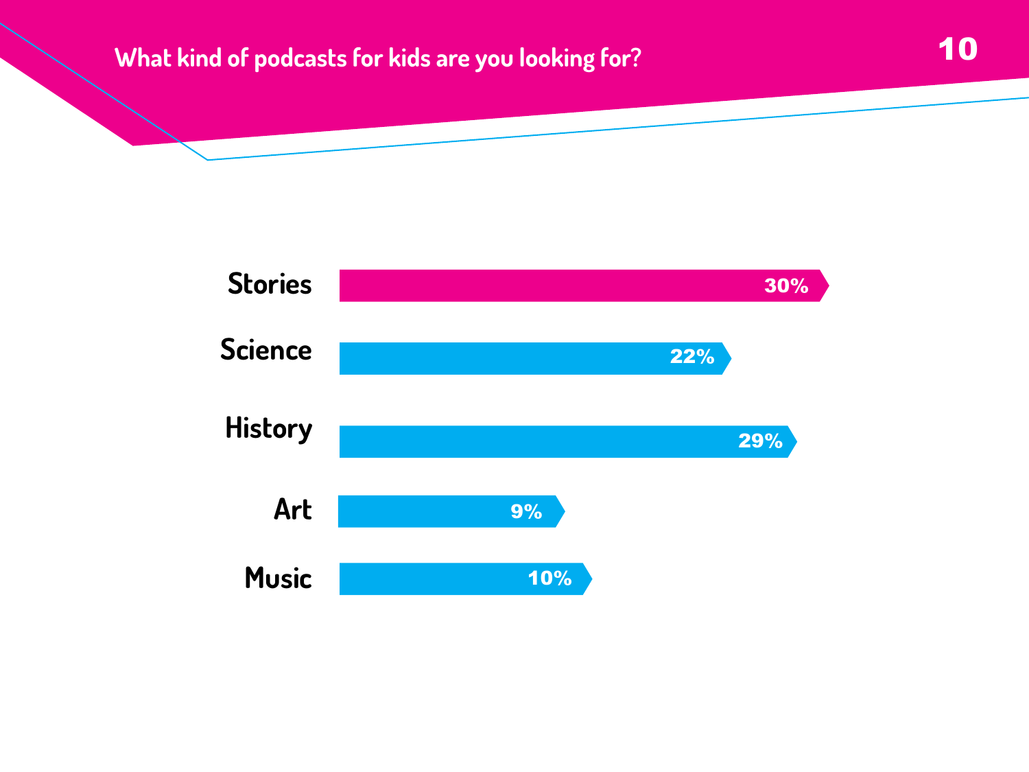## What kind of podcasts for kids are you looking for?

| Category | Percentage |
| --- | --- |
| Stories | 30% |
| Science | 22% |
| History | 29% |
| Art | 9% |
| Music | 10% |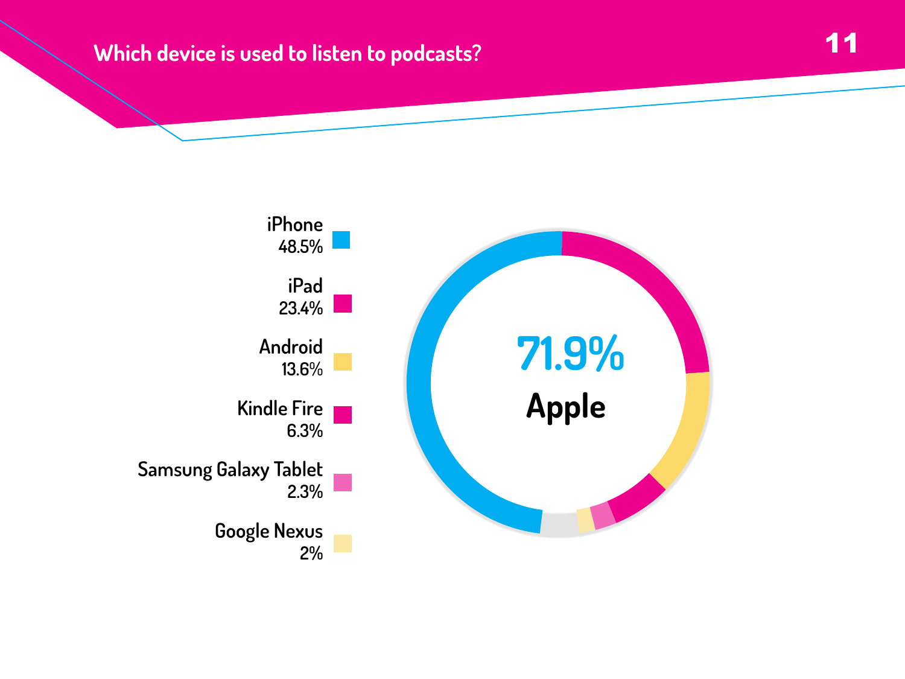## Which device is used to listen to podcasts?

| Device | Share |
|---|---|
| iPhone | 48.5% |
| iPad | 23.4% |
| Android | 13.6% |
| Kindle Fire | 6.3% |
| Samsung Galaxy Tablet | 2.3% |
| Google Nexus | 2% |

**71.9%**

**Apple**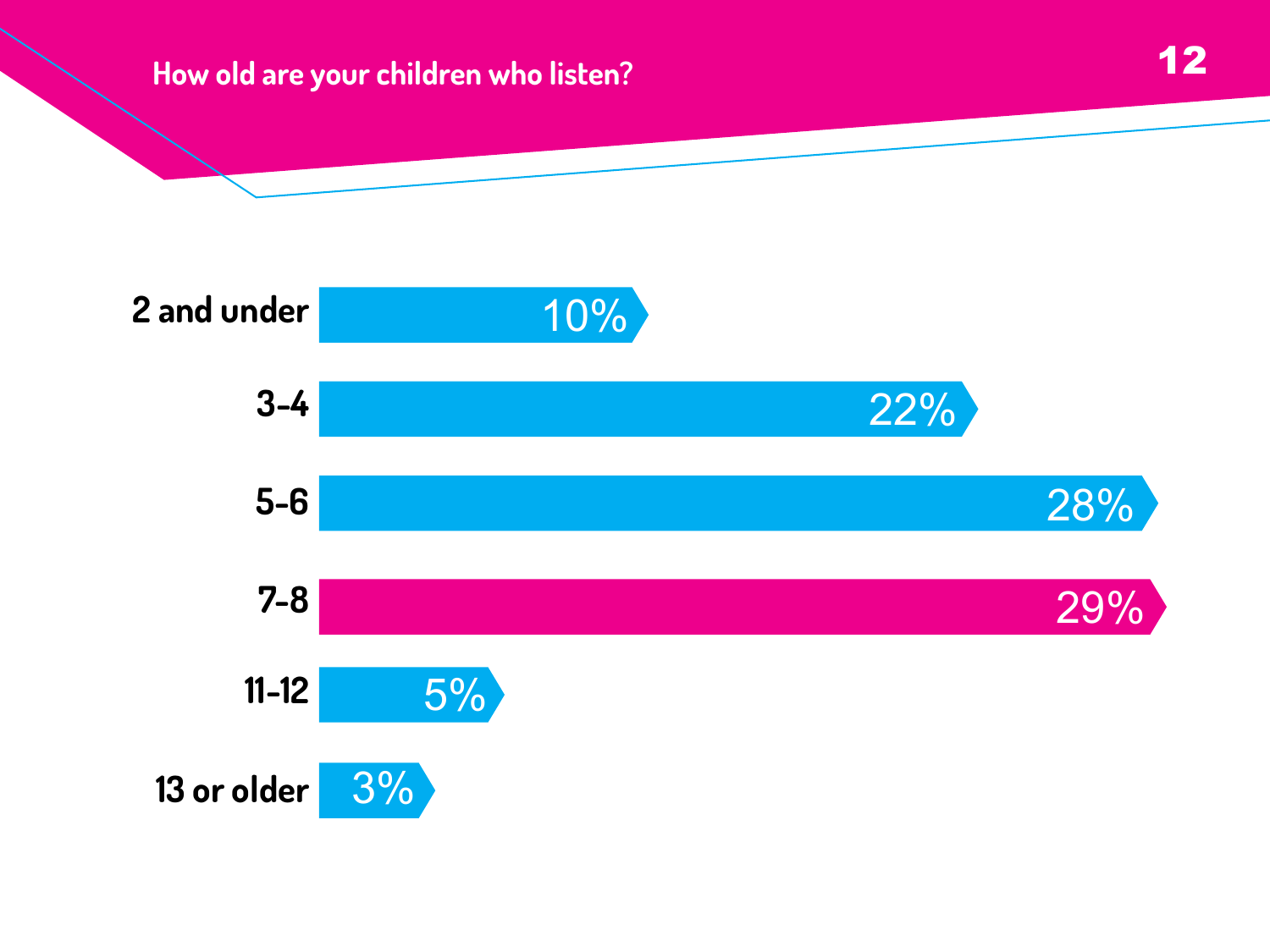## How old are your children who listen?

| Age | Percentage |
| --- | --- |
| 2 and under | 10% |
| 3-4 | 22% |
| 5-6 | 28% |
| 7-8 | 29% |
| 11-12 | 5% |
| 13 or older | 3% |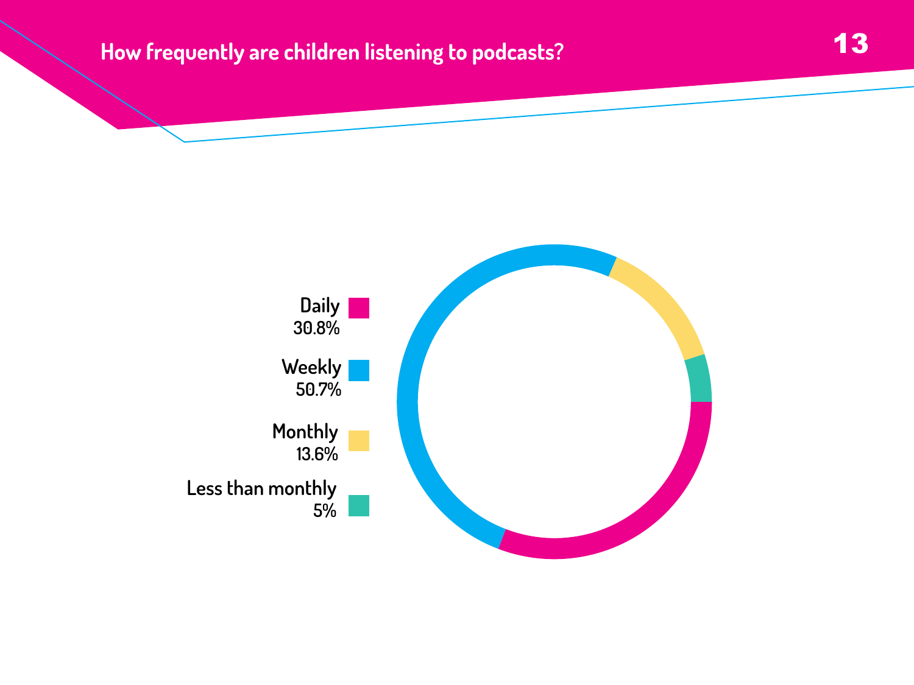# How frequently are children listening to podcasts?

| Frequency | Percentage |
|---|---|
| Daily | 30.8% |
| Weekly | 50.7% |
| Monthly | 13.6% |
| Less than monthly | 5% |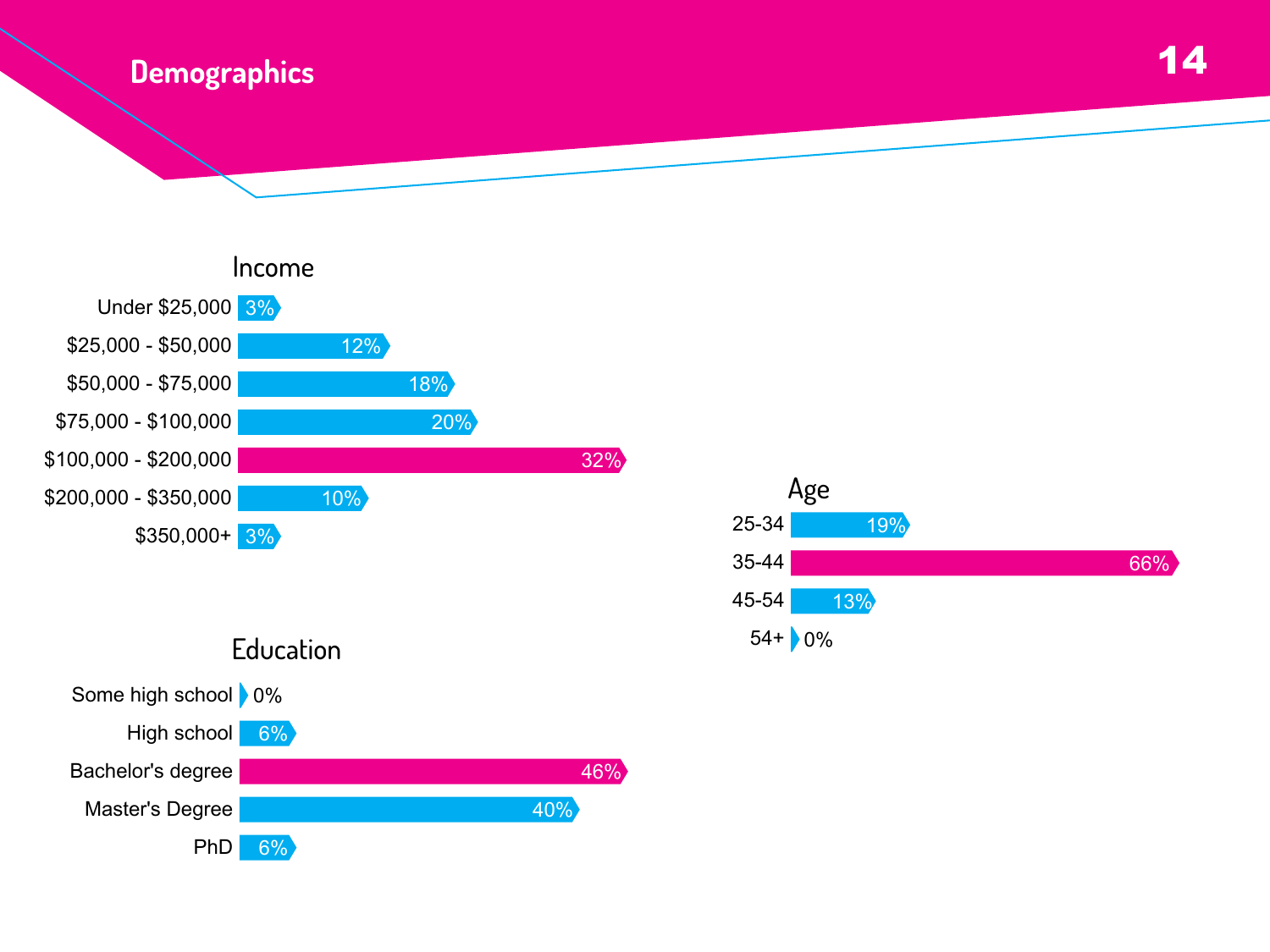# Demographics

## Income

| Income | Percentage |
|---|---|
| Under $25,000 | 3% |
| $25,000 - $50,000 | 12% |
| $50,000 - $75,000 | 18% |
| $75,000 - $100,000 | 20% |
| $100,000 - $200,000 | 32% |
| $200,000 - $350,000 | 10% |
| $350,000+ | 3% |

## Age

| Age | Percentage |
|---|---|
| 25-34 | 19% |
| 35-44 | 66% |
| 45-54 | 13% |
| 54+ | 0% |

## Education

| Education | Percentage |
|---|---|
| Some high school | 0% |
| High school | 6% |
| Bachelor's degree | 46% |
| Master's Degree | 40% |
| PhD | 6% |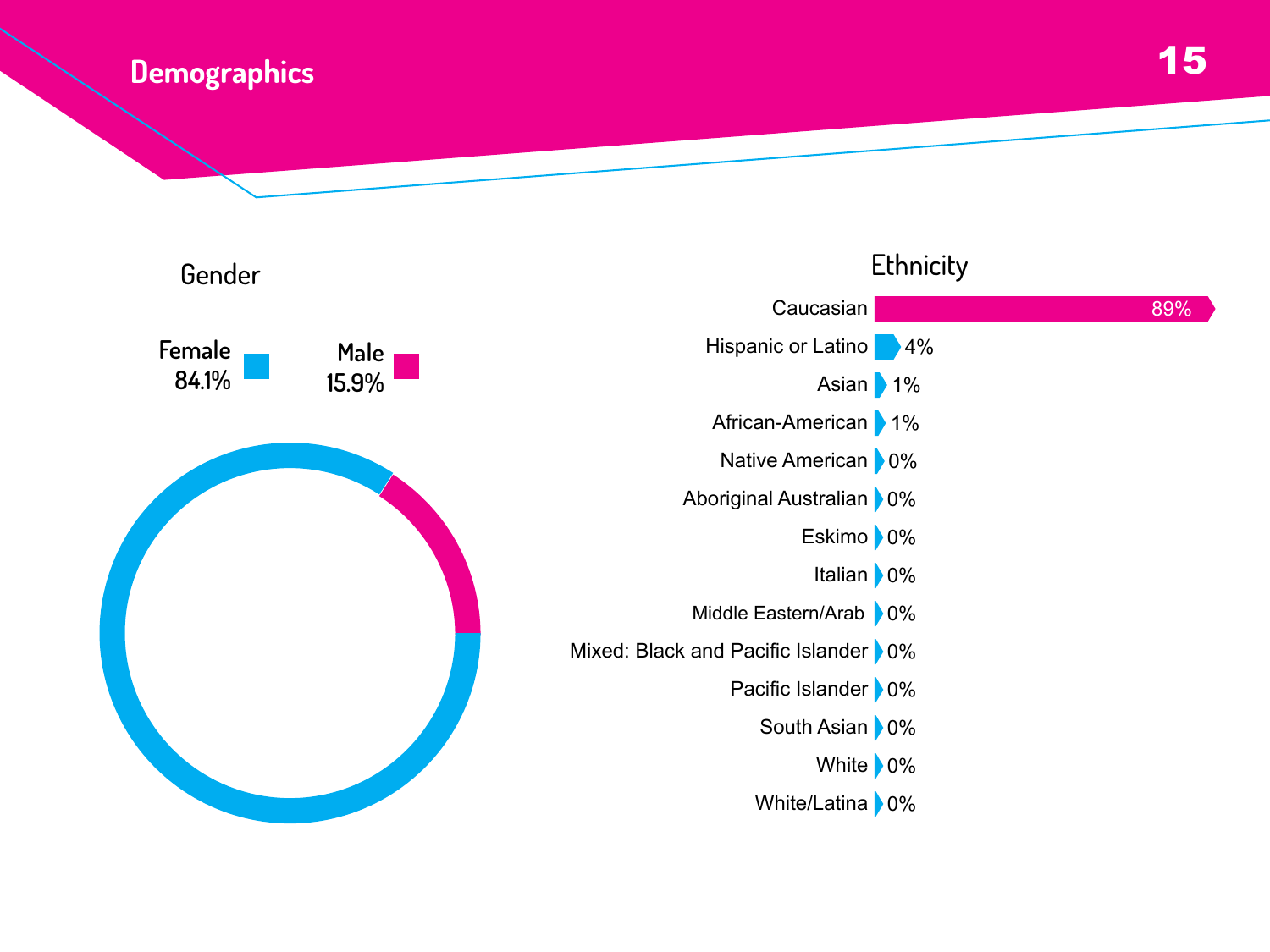# Demographics

## Gender

| Gender | Percentage |
|---|---|
| Female | 84.1% |
| Male | 15.9% |

## Ethnicity

| Ethnicity | Percentage |
|---|---|
| Caucasian | 89% |
| Hispanic or Latino | 4% |
| Asian | 1% |
| African-American | 1% |
| Native American | 0% |
| Aboriginal Australian | 0% |
| Eskimo | 0% |
| Italian | 0% |
| Middle Eastern/Arab | 0% |
| Mixed: Black and Pacific Islander | 0% |
| Pacific Islander | 0% |
| South Asian | 0% |
| White | 0% |
| White/Latina | 0% |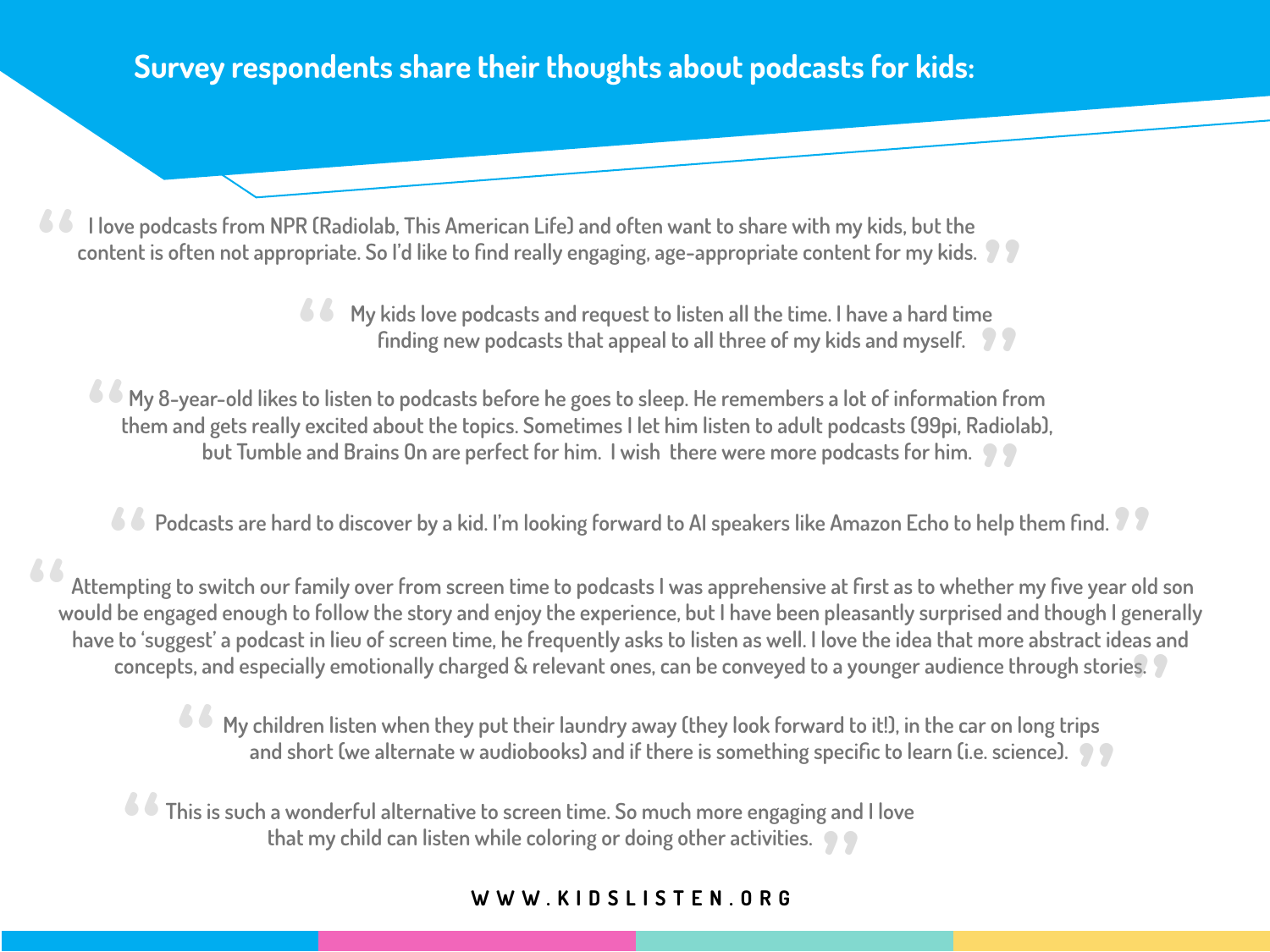## Survey respondents share their thoughts about podcasts for kids:

> "I love podcasts from NPR (Radiolab, This American Life) and often want to share with my kids, but the content is often not appropriate. So I'd like to find really engaging, age-appropriate content for my kids."

> "My kids love podcasts and request to listen all the time. I have a hard time finding new podcasts that appeal to all three of my kids and myself."

> "My 8-year-old likes to listen to podcasts before he goes to sleep. He remembers a lot of information from them and gets really excited about the topics. Sometimes I let him listen to adult podcasts (99pi, Radiolab), but Tumble and Brains On are perfect for him. I wish there were more podcasts for him."

> "Podcasts are hard to discover by a kid. I'm looking forward to AI speakers like Amazon Echo to help them find."

> "Attempting to switch our family over from screen time to podcasts I was apprehensive at first as to whether my five year old son would be engaged enough to follow the story and enjoy the experience, but I have been pleasantly surprised and though I generally have to 'suggest' a podcast in lieu of screen time, he frequently asks to listen as well. I love the idea that more abstract ideas and concepts, and especially emotionally charged & relevant ones, can be conveyed to a younger audience through stories."

> "My children listen when they put their laundry away (they look forward to it!), in the car on long trips and short (we alternate w audiobooks) and if there is something specific to learn (i.e. science)."

> "This is such a wonderful alternative to screen time. So much more engaging and I love that my child can listen while coloring or doing other activities."

WWW.KIDSLISTEN.ORG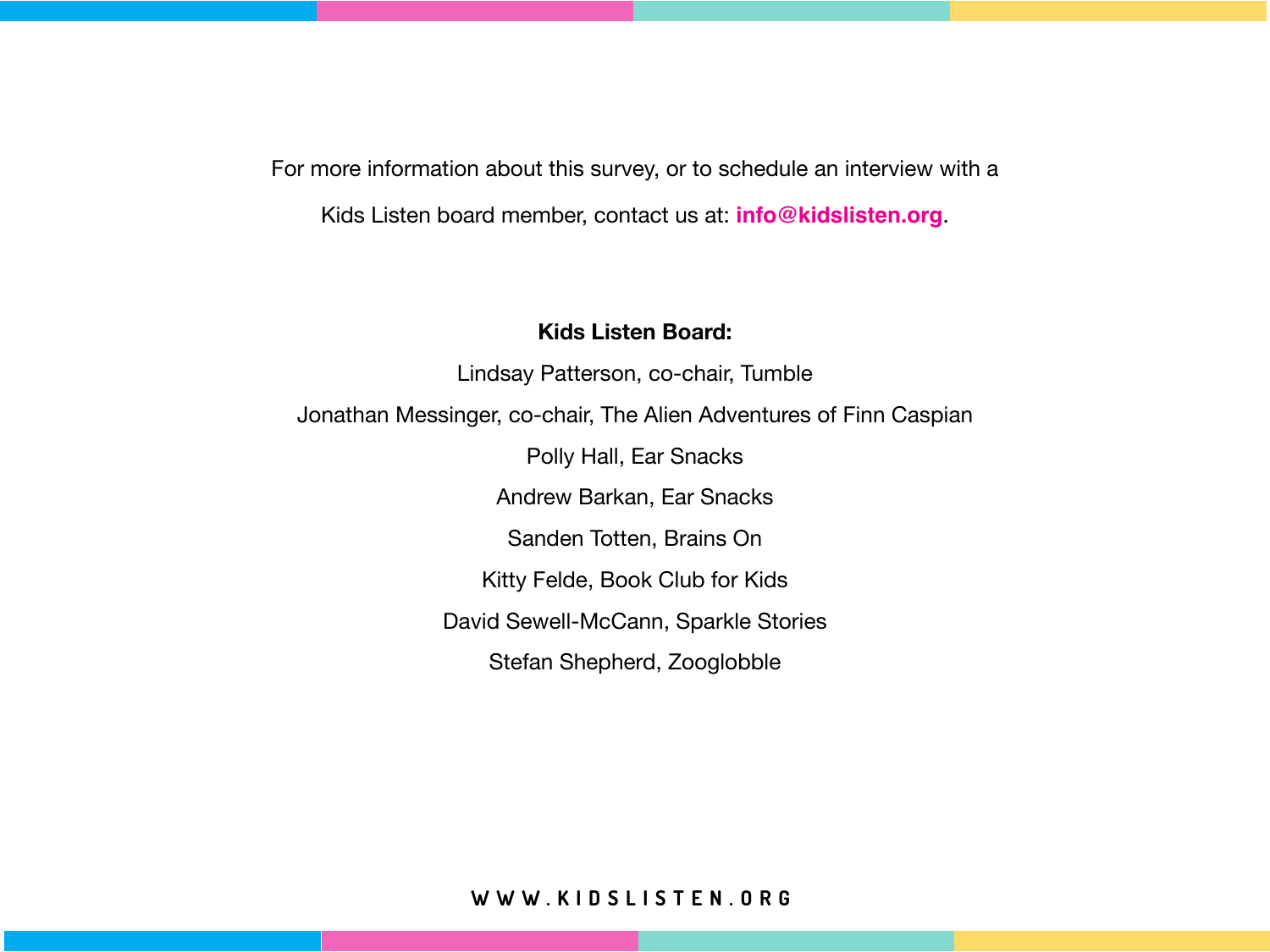For more information about this survey, or to schedule an interview with a Kids Listen board member, contact us at: **info@kidslisten.org**.

**Kids Listen Board:**

Lindsay Patterson, co-chair, Tumble

Jonathan Messinger, co-chair, The Alien Adventures of Finn Caspian

Polly Hall, Ear Snacks

Andrew Barkan, Ear Snacks

Sanden Totten, Brains On

Kitty Felde, Book Club for Kids

David Sewell-McCann, Sparkle Stories

Stefan Shepherd, Zooglobble

WWW.KIDSLISTEN.ORG